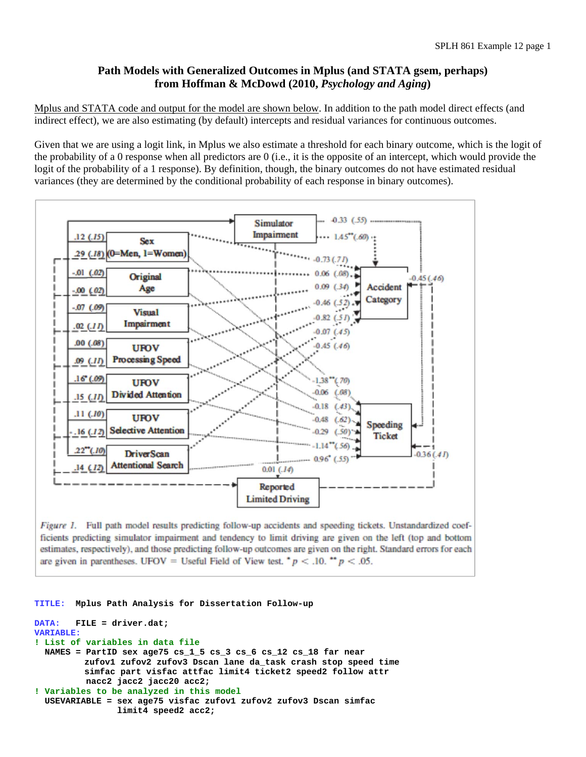# Path Models with Generalized Outcomes in Mplus (and STATA gsem, perhaps) from Hoffman & McDowd (2010, *Psychology and Aging*)

Mplus and STATA code and output for the model are shown below. In addition to the path model direct effects (and indirect effect), we are also estimating (by default) intercepts and residual variances for continuous outcomes.

Given that we are using a logit link, in Mplus we also estimate a threshold for each binary outcome, which is the logit of the probability of a 0 response when all predictors are 0 (i.e., it is the opposite of an intercept, which would provide the logit of the probability of a 1 response). By definition, though, the binary outcomes do not have estimated residual variances (they are determined by the conditional probability of each response in binary outcomes).

*Figure 1.* Full path model results predicting follow-up accidents and speeding tickets. Unstandardized coefficients predicting simulator impairment and tendency to limit driving are given on the left (top and bottom estimates, respectively), and those predicting follow-up outcomes are given on the right. Standard errors for each are given in parentheses. UFOV = Useful Field of View test. * $p < .10$. ** $p < .05$.

```
TITLE:  Mplus Path Analysis for Dissertation Follow-up

DATA:   FILE = driver.dat;
VARIABLE:
! List of variables in data file
  NAMES = PartID sex age75 cs_1_5 cs_3 cs_6 cs_12 cs_18 far near
          zufov1 zufov2 zufov3 Dscan lane da_task crash stop speed time
          simfac part visfac attfac limit4 ticket2 speed2 follow attr
           nacc2 jacc2 jacc20 acc2;
! Variables to be analyzed in this model
  USEVARIABLE = sex age75 visfac zufov1 zufov2 zufov3 Dscan simfac
                limit4 speed2 acc2;
```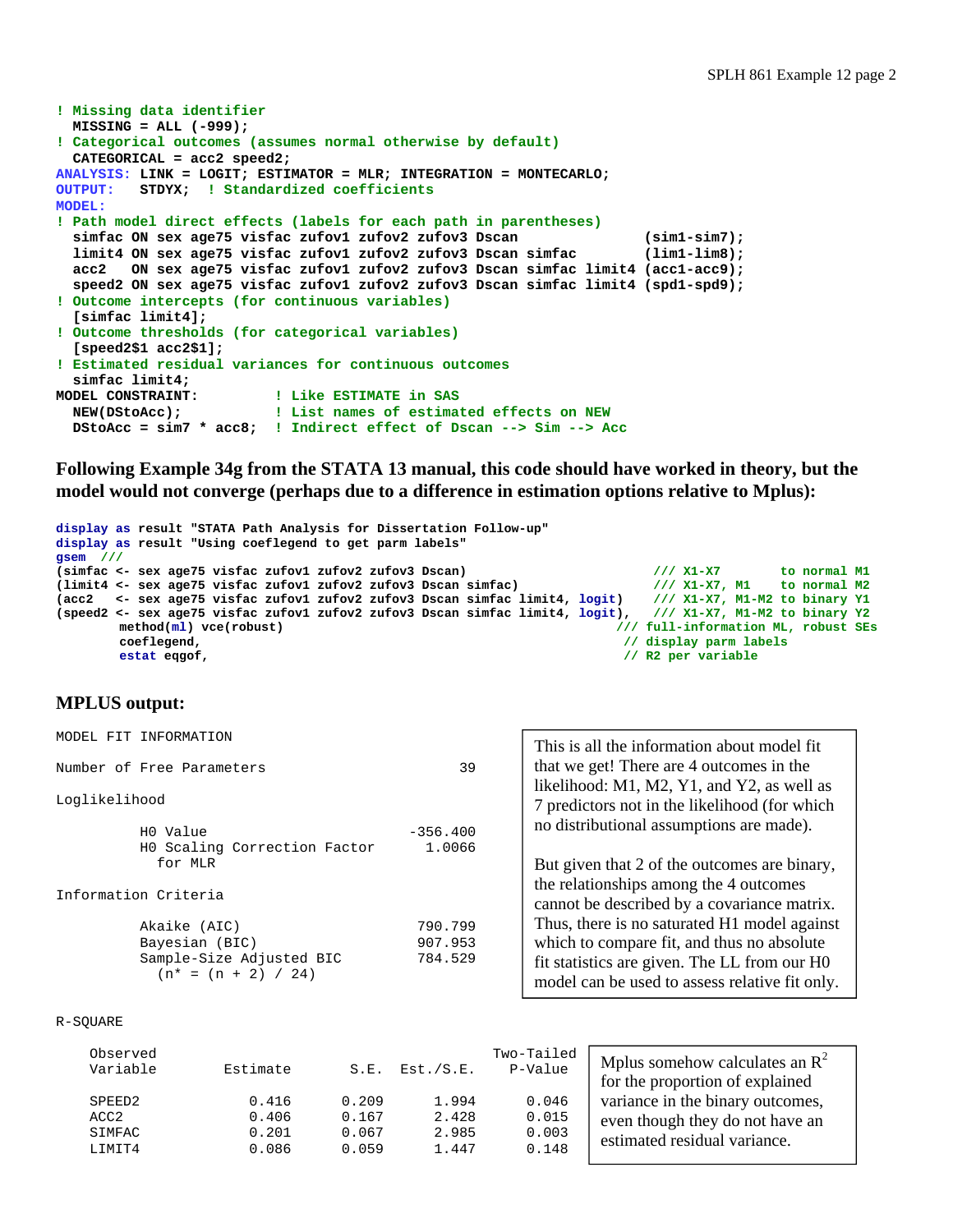```
! Missing data identifier
  MISSING = ALL (-999);
! Categorical outcomes (assumes normal otherwise by default)
  CATEGORICAL = acc2 speed2;
ANALYSIS: LINK = LOGIT; ESTIMATOR = MLR; INTEGRATION = MONTECARLO;
OUTPUT:   STDYX;  ! Standardized coefficients
MODEL:
! Path model direct effects (labels for each path in parentheses)
  simfac ON sex age75 visfac zufov1 zufov2 zufov3 Dscan               (sim1-sim7);
  limit4 ON sex age75 visfac zufov1 zufov2 zufov3 Dscan simfac        (lim1-lim8);
  acc2   ON sex age75 visfac zufov1 zufov2 zufov3 Dscan simfac limit4 (acc1-acc9);
  speed2 ON sex age75 visfac zufov1 zufov2 zufov3 Dscan simfac limit4 (spd1-spd9);
! Outcome intercepts (for continuous variables)
  [simfac limit4];
! Outcome thresholds (for categorical variables)
  [speed2$1 acc2$1];
! Estimated residual variances for continuous outcomes
  simfac limit4;
MODEL CONSTRAINT:          ! Like ESTIMATE in SAS
  NEW(DStoAcc);            ! List names of estimated effects on NEW
  DStoAcc = sim7 * acc8;   ! Indirect effect of Dscan --> Sim --> Acc
```

**Following Example 34g from the STATA 13 manual, this code should have worked in theory, but the model would not converge (perhaps due to a difference in estimation options relative to Mplus):**

```
display as result "STATA Path Analysis for Dissertation Follow-up"
display as result "Using coeflegend to get parm labels"
gsem  ///
(simfac <- sex age75 visfac zufov1 zufov2 zufov3 Dscan)                        /// X1-X7       to normal M1
(limit4 <- sex age75 visfac zufov1 zufov2 zufov3 Dscan simfac)                 /// X1-X7, M1    to normal M2
(acc2   <- sex age75 visfac zufov1 zufov2 zufov3 Dscan simfac limit4, logit)   /// X1-X7, M1-M2 to binary Y1
(speed2 <- sex age75 visfac zufov1 zufov2 zufov3 Dscan simfac limit4, logit),  /// X1-X7, M1-M2 to binary Y2
        method(ml) vce(robust)                                                /// full-information ML, robust SEs
        coeflegend,                                                            // display parm labels
        estat eqgof,                                                           // R2 per variable
```

## MPLUS output:

```
MODEL FIT INFORMATION

Number of Free Parameters                       39

Loglikelihood

          H0 Value                        -356.400
          H0 Scaling Correction Factor      1.0066
            for MLR

Information Criteria

          Akaike (AIC)                     790.799
          Bayesian (BIC)                   907.953
          Sample-Size Adjusted BIC         784.529
            (n* = (n + 2) / 24)
```

This is all the information about model fit that we get! There are 4 outcomes in the likelihood: M1, M2, Y1, and Y2, as well as 7 predictors not in the likelihood (for which no distributional assumptions are made).

But given that 2 of the outcomes are binary, the relationships among the 4 outcomes cannot be described by a covariance matrix. Thus, there is no saturated H1 model against which to compare fit, and thus no absolute fit statistics are given. The LL from our H0 model can be used to assess relative fit only.

```
R-SQUARE

    Observed                                        Two-Tailed
    Variable        Estimate       S.E.  Est./S.E.    P-Value

    SPEED2             0.416      0.209      1.994      0.046
    ACC2               0.406      0.167      2.428      0.015
    SIMFAC             0.201      0.067      2.985      0.003
    LIMIT4             0.086      0.059      1.447      0.148
```

Mplus somehow calculates an $R^2$ for the proportion of explained variance in the binary outcomes, even though they do not have an estimated residual variance.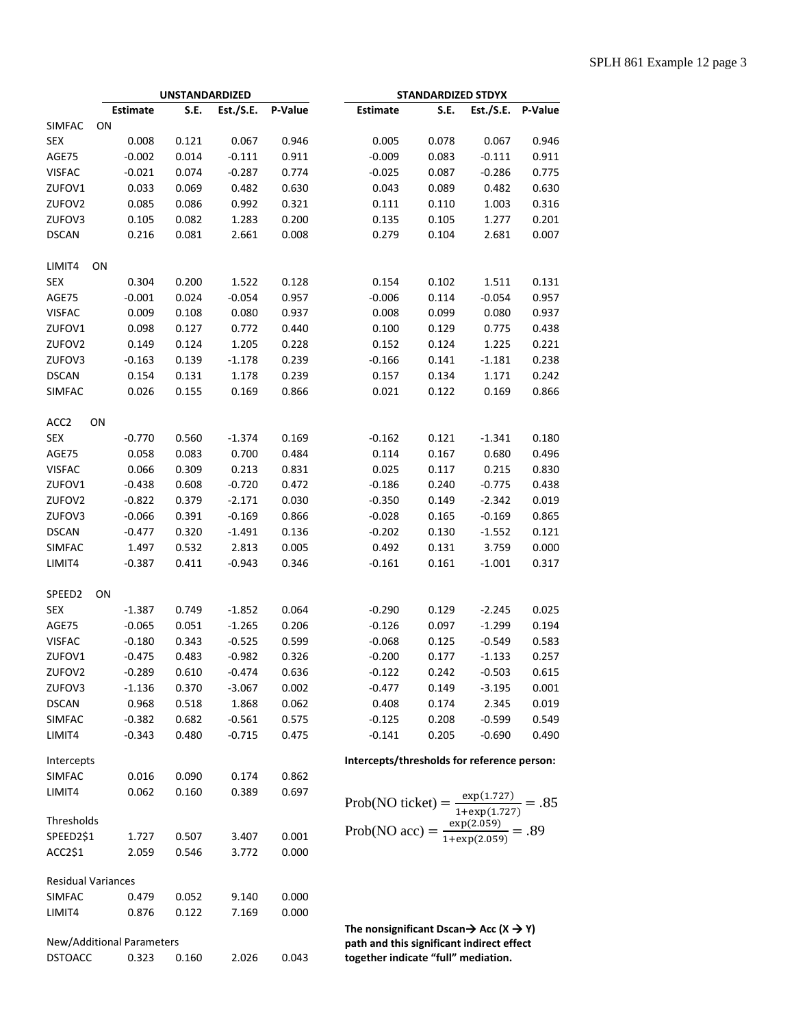| | UNSTANDARDIZED | | | | STANDARDIZED STDYX | | | |
|---|---|---|---|---|---|---|---|---|
| | Estimate | S.E. | Est./S.E. | P-Value | Estimate | S.E. | Est./S.E. | P-Value |
| SIMFAC ON | | | | | | | | |
| SEX | 0.008 | 0.121 | 0.067 | 0.946 | 0.005 | 0.078 | 0.067 | 0.946 |
| AGE75 | -0.002 | 0.014 | -0.111 | 0.911 | -0.009 | 0.083 | -0.111 | 0.911 |
| VISFAC | -0.021 | 0.074 | -0.287 | 0.774 | -0.025 | 0.087 | -0.286 | 0.775 |
| ZUFOV1 | 0.033 | 0.069 | 0.482 | 0.630 | 0.043 | 0.089 | 0.482 | 0.630 |
| ZUFOV2 | 0.085 | 0.086 | 0.992 | 0.321 | 0.111 | 0.110 | 1.003 | 0.316 |
| ZUFOV3 | 0.105 | 0.082 | 1.283 | 0.200 | 0.135 | 0.105 | 1.277 | 0.201 |
| DSCAN | 0.216 | 0.081 | 2.661 | 0.008 | 0.279 | 0.104 | 2.681 | 0.007 |
| LIMIT4 ON | | | | | | | | |
| SEX | 0.304 | 0.200 | 1.522 | 0.128 | 0.154 | 0.102 | 1.511 | 0.131 |
| AGE75 | -0.001 | 0.024 | -0.054 | 0.957 | -0.006 | 0.114 | -0.054 | 0.957 |
| VISFAC | 0.009 | 0.108 | 0.080 | 0.937 | 0.008 | 0.099 | 0.080 | 0.937 |
| ZUFOV1 | 0.098 | 0.127 | 0.772 | 0.440 | 0.100 | 0.129 | 0.775 | 0.438 |
| ZUFOV2 | 0.149 | 0.124 | 1.205 | 0.228 | 0.152 | 0.124 | 1.225 | 0.221 |
| ZUFOV3 | -0.163 | 0.139 | -1.178 | 0.239 | -0.166 | 0.141 | -1.181 | 0.238 |
| DSCAN | 0.154 | 0.131 | 1.178 | 0.239 | 0.157 | 0.134 | 1.171 | 0.242 |
| SIMFAC | 0.026 | 0.155 | 0.169 | 0.866 | 0.021 | 0.122 | 0.169 | 0.866 |
| ACC2 ON | | | | | | | | |
| SEX | -0.770 | 0.560 | -1.374 | 0.169 | -0.162 | 0.121 | -1.341 | 0.180 |
| AGE75 | 0.058 | 0.083 | 0.700 | 0.484 | 0.114 | 0.167 | 0.680 | 0.496 |
| VISFAC | 0.066 | 0.309 | 0.213 | 0.831 | 0.025 | 0.117 | 0.215 | 0.830 |
| ZUFOV1 | -0.438 | 0.608 | -0.720 | 0.472 | -0.186 | 0.240 | -0.775 | 0.438 |
| ZUFOV2 | -0.822 | 0.379 | -2.171 | 0.030 | -0.350 | 0.149 | -2.342 | 0.019 |
| ZUFOV3 | -0.066 | 0.391 | -0.169 | 0.866 | -0.028 | 0.165 | -0.169 | 0.865 |
| DSCAN | -0.477 | 0.320 | -1.491 | 0.136 | -0.202 | 0.130 | -1.552 | 0.121 |
| SIMFAC | 1.497 | 0.532 | 2.813 | 0.005 | 0.492 | 0.131 | 3.759 | 0.000 |
| LIMIT4 | -0.387 | 0.411 | -0.943 | 0.346 | -0.161 | 0.161 | -1.001 | 0.317 |
| SPEED2 ON | | | | | | | | |
| SEX | -1.387 | 0.749 | -1.852 | 0.064 | -0.290 | 0.129 | -2.245 | 0.025 |
| AGE75 | -0.065 | 0.051 | -1.265 | 0.206 | -0.126 | 0.097 | -1.299 | 0.194 |
| VISFAC | -0.180 | 0.343 | -0.525 | 0.599 | -0.068 | 0.125 | -0.549 | 0.583 |
| ZUFOV1 | -0.475 | 0.483 | -0.982 | 0.326 | -0.200 | 0.177 | -1.133 | 0.257 |
| ZUFOV2 | -0.289 | 0.610 | -0.474 | 0.636 | -0.122 | 0.242 | -0.503 | 0.615 |
| ZUFOV3 | -1.136 | 0.370 | -3.067 | 0.002 | -0.477 | 0.149 | -3.195 | 0.001 |
| DSCAN | 0.968 | 0.518 | 1.868 | 0.062 | 0.408 | 0.174 | 2.345 | 0.019 |
| SIMFAC | -0.382 | 0.682 | -0.561 | 0.575 | -0.125 | 0.208 | -0.599 | 0.549 |
| LIMIT4 | -0.343 | 0.480 | -0.715 | 0.475 | -0.141 | 0.205 | -0.690 | 0.490 |

| | Estimate | S.E. | Est./S.E. | P-Value |
|---|---|---|---|---|
| Intercepts | | | | |
| SIMFAC | 0.016 | 0.090 | 0.174 | 0.862 |
| LIMIT4 | 0.062 | 0.160 | 0.389 | 0.697 |
| Thresholds | | | | |
| SPEED2$1 | 1.727 | 0.507 | 3.407 | 0.001 |
| ACC2$1 | 2.059 | 0.546 | 3.772 | 0.000 |
| Residual Variances | | | | |
| SIMFAC | 0.479 | 0.052 | 9.140 | 0.000 |
| LIMIT4 | 0.876 | 0.122 | 7.169 | 0.000 |
| New/Additional Parameters | | | | |
| DSTOACC | 0.323 | 0.160 | 2.026 | 0.043 |

**Intercepts/thresholds for reference person:**

$$\text{Prob(NO ticket)} = \frac{\exp(1.727)}{1+\exp(1.727)} = .85$$

$$\text{Prob(NO acc)} = \frac{\exp(2.059)}{1+\exp(2.059)} = .89$$

**The nonsignificant Dscan→ Acc (X → Y) path and this significant indirect effect together indicate "full" mediation.**